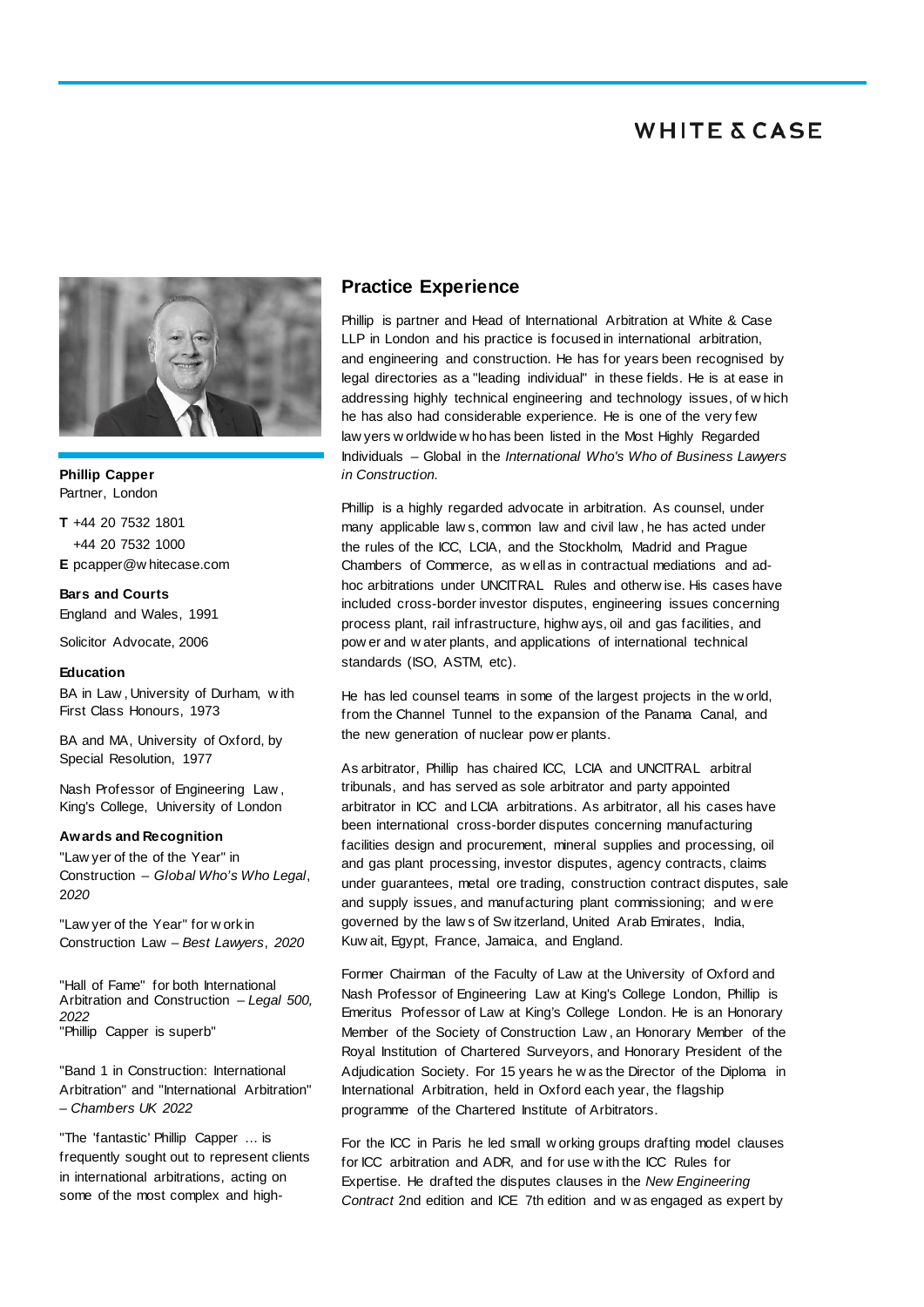**Phillip Capper**
Partner, London

**T** +44 20 7532 1801
+44 20 7532 1000
**E** pcapper@whitecase.com

**Bars and Courts**

England and Wales, 1991

Solicitor Advocate, 2006

**Education**

BA in Law, University of Durham, with First Class Honours, 1973

BA and MA, University of Oxford, by Special Resolution, 1977

Nash Professor of Engineering Law, King's College, University of London

**Awards and Recognition**

"Lawyer of the of the Year" in Construction – *Global Who's Who Legal*, *2020*

"Lawyer of the Year" for work in Construction Law – *Best Lawyers*, *2020*

"Hall of Fame" for both International Arbitration and Construction – *Legal 500, 2022*
"Phillip Capper is superb"

"Band 1 in Construction: International Arbitration" and "International Arbitration" – *Chambers UK 2022*

"The 'fantastic' Phillip Capper … is frequently sought out to represent clients in international arbitrations, acting on some of the most complex and high-

## Practice Experience

Phillip is partner and Head of International Arbitration at White & Case LLP in London and his practice is focused in international arbitration, and engineering and construction. He has for years been recognised by legal directories as a "leading individual" in these fields. He is at ease in addressing highly technical engineering and technology issues, of which he has also had considerable experience. He is one of the very few lawyers worldwide who has been listed in the Most Highly Regarded Individuals – Global in the *International Who's Who of Business Lawyers in Construction.*

Phillip is a highly regarded advocate in arbitration. As counsel, under many applicable laws, common law and civil law, he has acted under the rules of the ICC, LCIA, and the Stockholm, Madrid and Prague Chambers of Commerce, as well as in contractual mediations and ad-hoc arbitrations under UNCITRAL Rules and otherwise. His cases have included cross-border investor disputes, engineering issues concerning process plant, rail infrastructure, highways, oil and gas facilities, and power and water plants, and applications of international technical standards (ISO, ASTM, etc).

He has led counsel teams in some of the largest projects in the world, from the Channel Tunnel to the expansion of the Panama Canal, and the new generation of nuclear power plants.

As arbitrator, Phillip has chaired ICC, LCIA and UNCITRAL arbitral tribunals, and has served as sole arbitrator and party appointed arbitrator in ICC and LCIA arbitrations. As arbitrator, all his cases have been international cross-border disputes concerning manufacturing facilities design and procurement, mineral supplies and processing, oil and gas plant processing, investor disputes, agency contracts, claims under guarantees, metal ore trading, construction contract disputes, sale and supply issues, and manufacturing plant commissioning; and were governed by the laws of Switzerland, United Arab Emirates, India, Kuwait, Egypt, France, Jamaica, and England.

Former Chairman of the Faculty of Law at the University of Oxford and Nash Professor of Engineering Law at King's College London, Phillip is Emeritus Professor of Law at King's College London. He is an Honorary Member of the Society of Construction Law, an Honorary Member of the Royal Institution of Chartered Surveyors, and Honorary President of the Adjudication Society. For 15 years he was the Director of the Diploma in International Arbitration, held in Oxford each year, the flagship programme of the Chartered Institute of Arbitrators.

For the ICC in Paris he led small working groups drafting model clauses for ICC arbitration and ADR, and for use with the ICC Rules for Expertise. He drafted the disputes clauses in the *New Engineering Contract* 2nd edition and ICE 7th edition and was engaged as expert by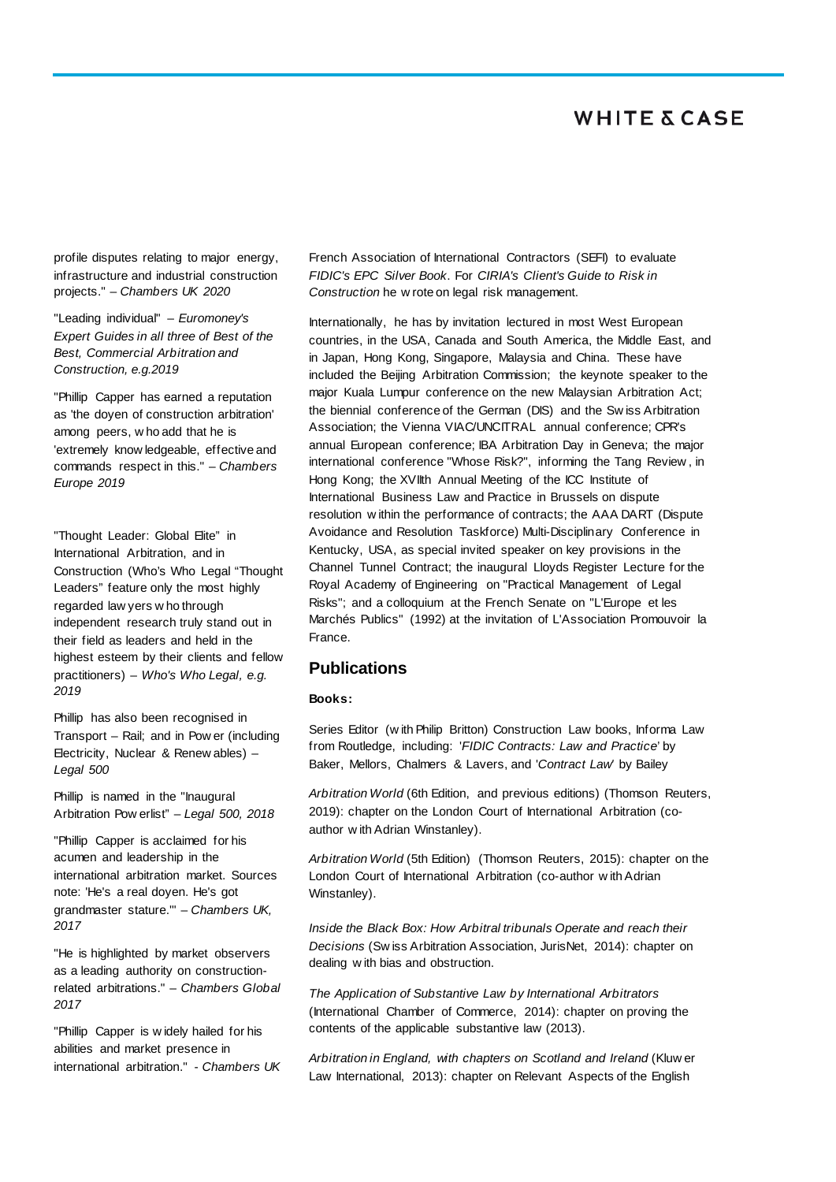profile disputes relating to major energy, infrastructure and industrial construction projects." – *Chambers UK 2020*

"Leading individual" – *Euromoney's Expert Guides in all three of Best of the Best, Commercial Arbitration and Construction, e.g.2019*

"Phillip Capper has earned a reputation as 'the doyen of construction arbitration' among peers, who add that he is 'extremely knowledgeable, effective and commands respect in this." – *Chambers Europe 2019*

"Thought Leader: Global Elite" in International Arbitration, and in Construction (Who's Who Legal "Thought Leaders" feature only the most highly regarded lawyers who through independent research truly stand out in their field as leaders and held in the highest esteem by their clients and fellow practitioners) – *Who's Who Legal, e.g. 2019*

Phillip has also been recognised in Transport – Rail; and in Power (including Electricity, Nuclear & Renewables) – *Legal 500*

Phillip is named in the "Inaugural Arbitration Powerlist" – *Legal 500, 2018*

"Phillip Capper is acclaimed for his acumen and leadership in the international arbitration market. Sources note: 'He's a real doyen. He's got grandmaster stature.'" – *Chambers UK, 2017*

"He is highlighted by market observers as a leading authority on construction-related arbitrations." – *Chambers Global 2017*

"Phillip Capper is widely hailed for his abilities and market presence in international arbitration." - *Chambers UK*

French Association of International Contractors (SEFI) to evaluate *FIDIC's EPC Silver Book*. For *CIRIA's Client's Guide to Risk in Construction* he wrote on legal risk management.

Internationally, he has by invitation lectured in most West European countries, in the USA, Canada and South America, the Middle East, and in Japan, Hong Kong, Singapore, Malaysia and China. These have included the Beijing Arbitration Commission; the keynote speaker to the major Kuala Lumpur conference on the new Malaysian Arbitration Act; the biennial conference of the German (DIS) and the Swiss Arbitration Association; the Vienna VIAC/UNCITRAL annual conference; CPR's annual European conference; IBA Arbitration Day in Geneva; the major international conference "Whose Risk?", informing the Tang Review, in Hong Kong; the XVIIth Annual Meeting of the ICC Institute of International Business Law and Practice in Brussels on dispute resolution within the performance of contracts; the AAA DART (Dispute Avoidance and Resolution Taskforce) Multi-Disciplinary Conference in Kentucky, USA, as special invited speaker on key provisions in the Channel Tunnel Contract; the inaugural Lloyds Register Lecture for the Royal Academy of Engineering on "Practical Management of Legal Risks"; and a colloquium at the French Senate on "L'Europe et les Marchés Publics" (1992) at the invitation of L'Association Promouvoir la France.

## Publications

**Books:**

Series Editor (with Philip Britton) Construction Law books, Informa Law from Routledge, including: '*FIDIC Contracts: Law and Practice*' by Baker, Mellors, Chalmers & Lavers, and '*Contract Law*' by Bailey

*Arbitration World* (6th Edition, and previous editions) (Thomson Reuters, 2019): chapter on the London Court of International Arbitration (co-author with Adrian Winstanley).

*Arbitration World* (5th Edition) (Thomson Reuters, 2015): chapter on the London Court of International Arbitration (co-author with Adrian Winstanley).

*Inside the Black Box: How Arbitral tribunals Operate and reach their Decisions* (Swiss Arbitration Association, JurisNet, 2014): chapter on dealing with bias and obstruction.

*The Application of Substantive Law by International Arbitrators* (International Chamber of Commerce, 2014): chapter on proving the contents of the applicable substantive law (2013).

*Arbitration in England, with chapters on Scotland and Ireland* (Kluwer Law International, 2013): chapter on Relevant Aspects of the English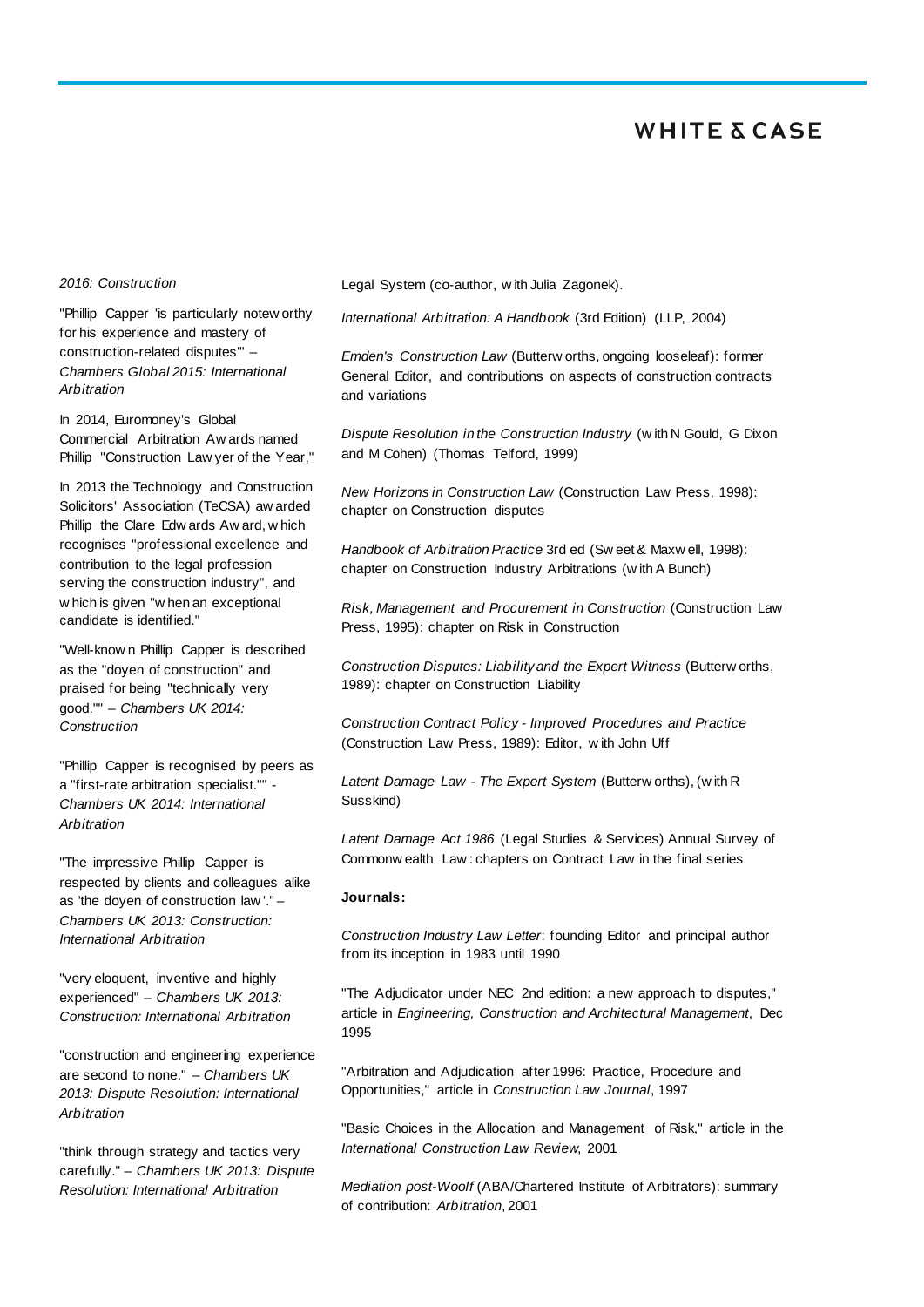*2016: Construction*

"Phillip Capper 'is particularly noteworthy for his experience and mastery of construction-related disputes'" – *Chambers Global 2015: International Arbitration*

In 2014, Euromoney's Global Commercial Arbitration Awards named Phillip "Construction Lawyer of the Year,"

In 2013 the Technology and Construction Solicitors' Association (TeCSA) awarded Phillip the Clare Edwards Award, which recognises "professional excellence and contribution to the legal profession serving the construction industry", and which is given "when an exceptional candidate is identified."

"Well-known Phillip Capper is described as the "doyen of construction" and praised for being "technically very good."" – *Chambers UK 2014: Construction*

"Phillip Capper is recognised by peers as a "first-rate arbitration specialist."" - *Chambers UK 2014: International Arbitration*

"The impressive Phillip Capper is respected by clients and colleagues alike as 'the doyen of construction law'." – *Chambers UK 2013: Construction: International Arbitration*

"very eloquent, inventive and highly experienced" – *Chambers UK 2013: Construction: International Arbitration*

"construction and engineering experience are second to none." – *Chambers UK 2013: Dispute Resolution: International Arbitration*

"think through strategy and tactics very carefully." – *Chambers UK 2013: Dispute Resolution: International Arbitration*

Legal System (co-author, with Julia Zagonek).

*International Arbitration: A Handbook* (3rd Edition) (LLP, 2004)

*Emden's Construction Law* (Butterworths, ongoing looseleaf): former General Editor, and contributions on aspects of construction contracts and variations

*Dispute Resolution in the Construction Industry* (with N Gould, G Dixon and M Cohen) (Thomas Telford, 1999)

*New Horizons in Construction Law* (Construction Law Press, 1998): chapter on Construction disputes

*Handbook of Arbitration Practice* 3rd ed (Sweet & Maxwell, 1998): chapter on Construction Industry Arbitrations (with A Bunch)

*Risk, Management and Procurement in Construction* (Construction Law Press, 1995): chapter on Risk in Construction

*Construction Disputes: Liability and the Expert Witness* (Butterworths, 1989): chapter on Construction Liability

*Construction Contract Policy - Improved Procedures and Practice* (Construction Law Press, 1989): Editor, with John Uff

*Latent Damage Law - The Expert System* (Butterworths), (with R Susskind)

*Latent Damage Act 1986* (Legal Studies & Services) Annual Survey of Commonwealth Law: chapters on Contract Law in the final series

**Journals:**

*Construction Industry Law Letter*: founding Editor and principal author from its inception in 1983 until 1990

"The Adjudicator under NEC 2nd edition: a new approach to disputes," article in *Engineering, Construction and Architectural Management*, Dec 1995

"Arbitration and Adjudication after 1996: Practice, Procedure and Opportunities," article in *Construction Law Journal*, 1997

"Basic Choices in the Allocation and Management of Risk," article in the *International Construction Law Review*, 2001

*Mediation post-Woolf* (ABA/Chartered Institute of Arbitrators): summary of contribution: *Arbitration*, 2001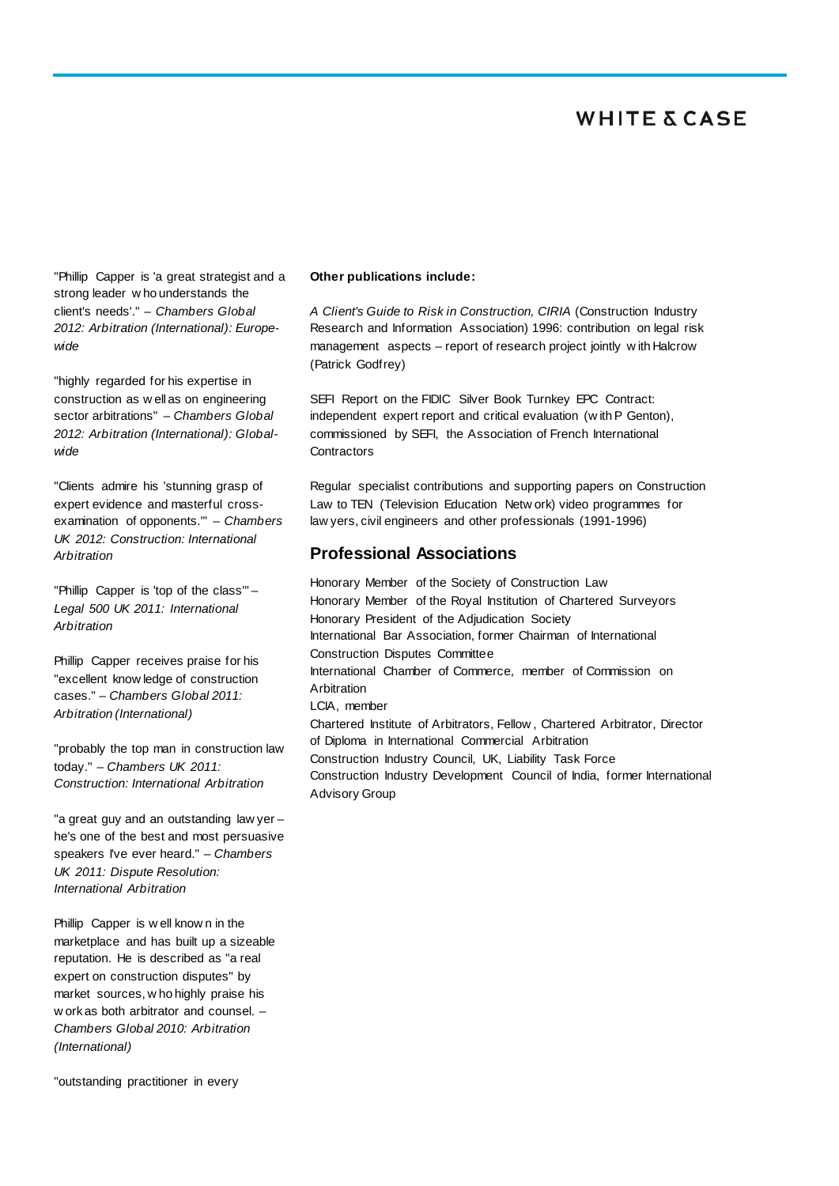"Phillip Capper is 'a great strategist and a strong leader who understands the client's needs'." – *Chambers Global 2012: Arbitration (International): Europe-wide*

"highly regarded for his expertise in construction as well as on engineering sector arbitrations" – *Chambers Global 2012: Arbitration (International): Global-wide*

"Clients admire his 'stunning grasp of expert evidence and masterful cross-examination of opponents.'" – *Chambers UK 2012: Construction: International Arbitration*

"Phillip Capper is 'top of the class'" – *Legal 500 UK 2011: International Arbitration*

Phillip Capper receives praise for his "excellent knowledge of construction cases." – *Chambers Global 2011: Arbitration (International)*

"probably the top man in construction law today." – *Chambers UK 2011: Construction: International Arbitration*

"a great guy and an outstanding lawyer – he's one of the best and most persuasive speakers I've ever heard." – *Chambers UK 2011: Dispute Resolution: International Arbitration*

Phillip Capper is well known in the marketplace and has built up a sizeable reputation. He is described as "a real expert on construction disputes" by market sources, who highly praise his work as both arbitrator and counsel. – *Chambers Global 2010: Arbitration (International)*

"outstanding practitioner in every

**Other publications include:**

*A Client's Guide to Risk in Construction, CIRIA* (Construction Industry Research and Information Association) 1996: contribution on legal risk management aspects – report of research project jointly with Halcrow (Patrick Godfrey)

SEFI Report on the FIDIC Silver Book Turnkey EPC Contract: independent expert report and critical evaluation (with P Genton), commissioned by SEFI, the Association of French International Contractors

Regular specialist contributions and supporting papers on Construction Law to TEN (Television Education Network) video programmes for lawyers, civil engineers and other professionals (1991-1996)

## Professional Associations

Honorary Member of the Society of Construction Law
Honorary Member of the Royal Institution of Chartered Surveyors
Honorary President of the Adjudication Society
International Bar Association, former Chairman of International Construction Disputes Committee
International Chamber of Commerce, member of Commission on Arbitration
LCIA, member
Chartered Institute of Arbitrators, Fellow, Chartered Arbitrator, Director of Diploma in International Commercial Arbitration
Construction Industry Council, UK, Liability Task Force
Construction Industry Development Council of India, former International Advisory Group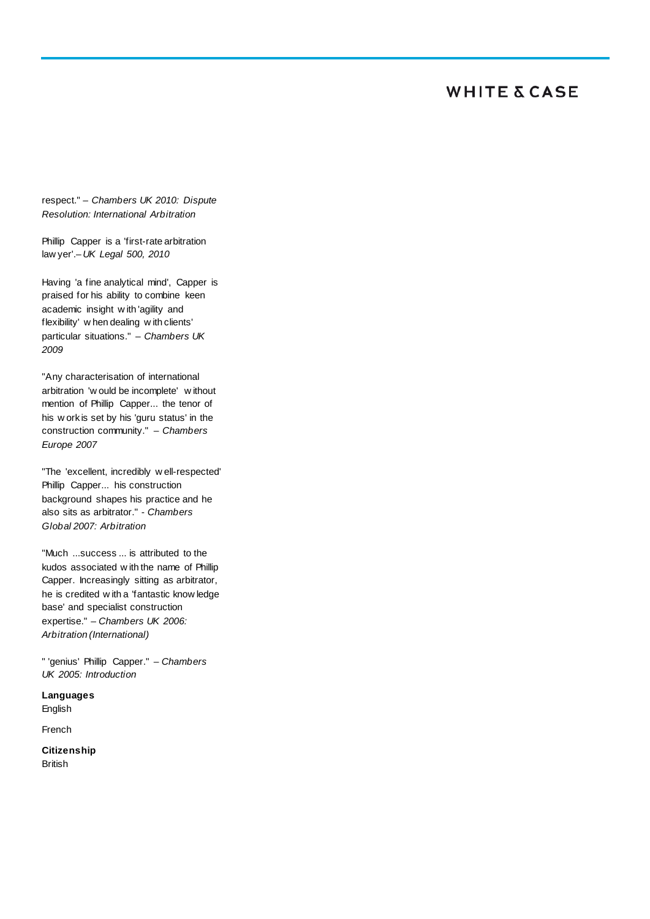respect." – *Chambers UK 2010: Dispute Resolution: International Arbitration*

Phillip Capper is a 'first-rate arbitration lawyer'.– *UK Legal 500, 2010*

Having 'a fine analytical mind', Capper is praised for his ability to combine keen academic insight with 'agility and flexibility' when dealing with clients' particular situations." – *Chambers UK 2009*

"Any characterisation of international arbitration 'would be incomplete' without mention of Phillip Capper... the tenor of his work is set by his 'guru status' in the construction community." – *Chambers Europe 2007*

"The 'excellent, incredibly well-respected' Phillip Capper... his construction background shapes his practice and he also sits as arbitrator." - *Chambers Global 2007: Arbitration*

"Much ...success ... is attributed to the kudos associated with the name of Phillip Capper. Increasingly sitting as arbitrator, he is credited with a 'fantastic knowledge base' and specialist construction expertise." – *Chambers UK 2006: Arbitration (International)*

" 'genius' Phillip Capper." – *Chambers UK 2005: Introduction*

**Languages**

English

French

**Citizenship**

British